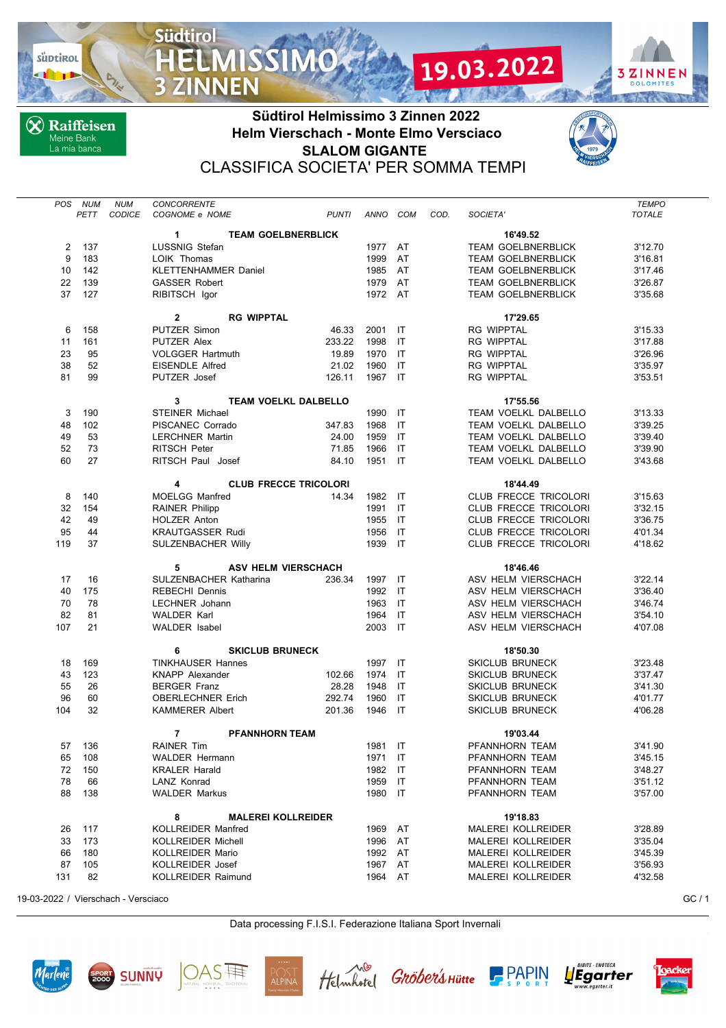# Südtirol Helmissimo 3 Zinnen 2022

## Helm Vierschach - Monte Elmo Versciaco

## SLALOM GIGANTE

## CLASSIFICA SOCIETA' PER SOMMA TEMPI

| POS | NUM PETT | NUM CODICE | CONCORRENTE COGNOME e NOME | PUNTI | ANNO | COM | COD. | SOCIETA' | TEMPO TOTALE |
|---|---|---|---|---|---|---|---|---|---|
| | | | **1 TEAM GOELBNERBLICK** | | | | | **16'49.52** | |
| 2 | 137 | | LUSSNIG Stefan | | 1977 | AT | | TEAM GOELBNERBLICK | 3'12.70 |
| 9 | 183 | | LOIK Thomas | | 1999 | AT | | TEAM GOELBNERBLICK | 3'16.81 |
| 10 | 142 | | KLETTENHAMMER Daniel | | 1985 | AT | | TEAM GOELBNERBLICK | 3'17.46 |
| 22 | 139 | | GASSER Robert | | 1979 | AT | | TEAM GOELBNERBLICK | 3'26.87 |
| 37 | 127 | | RIBITSCH Igor | | 1972 | AT | | TEAM GOELBNERBLICK | 3'35.68 |
| | | | **2 RG WIPPTAL** | | | | | **17'29.65** | |
| 6 | 158 | | PUTZER Simon | 46.33 | 2001 | IT | | RG WIPPTAL | 3'15.33 |
| 11 | 161 | | PUTZER Alex | 233.22 | 1998 | IT | | RG WIPPTAL | 3'17.88 |
| 23 | 95 | | VOLGGER Hartmuth | 19.89 | 1970 | IT | | RG WIPPTAL | 3'26.96 |
| 38 | 52 | | EISENDLE Alfred | 21.02 | 1960 | IT | | RG WIPPTAL | 3'35.97 |
| 81 | 99 | | PUTZER Josef | 126.11 | 1967 | IT | | RG WIPPTAL | 3'53.51 |
| | | | **3 TEAM VOELKL DALBELLO** | | | | | **17'55.56** | |
| 3 | 190 | | STEINER Michael | | 1990 | IT | | TEAM VOELKL DALBELLO | 3'13.33 |
| 48 | 102 | | PISCANEC Corrado | 347.83 | 1968 | IT | | TEAM VOELKL DALBELLO | 3'39.25 |
| 49 | 53 | | LERCHNER Martin | 24.00 | 1959 | IT | | TEAM VOELKL DALBELLO | 3'39.40 |
| 52 | 73 | | RITSCH Peter | 71.85 | 1966 | IT | | TEAM VOELKL DALBELLO | 3'39.90 |
| 60 | 27 | | RITSCH Paul Josef | 84.10 | 1951 | IT | | TEAM VOELKL DALBELLO | 3'43.68 |
| | | | **4 CLUB FRECCE TRICOLORI** | | | | | **18'44.49** | |
| 8 | 140 | | MOELGG Manfred | 14.34 | 1982 | IT | | CLUB FRECCE TRICOLORI | 3'15.63 |
| 32 | 154 | | RAINER Philipp | | 1991 | IT | | CLUB FRECCE TRICOLORI | 3'32.15 |
| 42 | 49 | | HOLZER Anton | | 1955 | IT | | CLUB FRECCE TRICOLORI | 3'36.75 |
| 95 | 44 | | KRAUTGASSER Rudi | | 1956 | IT | | CLUB FRECCE TRICOLORI | 4'01.34 |
| 119 | 37 | | SULZENBACHER Willy | | 1939 | IT | | CLUB FRECCE TRICOLORI | 4'18.62 |
| | | | **5 ASV HELM VIERSCHACH** | | | | | **18'46.46** | |
| 17 | 16 | | SULZENBACHER Katharina | 236.34 | 1997 | IT | | ASV HELM VIERSCHACH | 3'22.14 |
| 40 | 175 | | REBECHI Dennis | | 1992 | IT | | ASV HELM VIERSCHACH | 3'36.40 |
| 70 | 78 | | LECHNER Johann | | 1963 | IT | | ASV HELM VIERSCHACH | 3'46.74 |
| 82 | 81 | | WALDER Karl | | 1964 | IT | | ASV HELM VIERSCHACH | 3'54.10 |
| 107 | 21 | | WALDER Isabel | | 2003 | IT | | ASV HELM VIERSCHACH | 4'07.08 |
| | | | **6 SKICLUB BRUNECK** | | | | | **18'50.30** | |
| 18 | 169 | | TINKHAUSER Hannes | | 1997 | IT | | SKICLUB BRUNECK | 3'23.48 |
| 43 | 123 | | KNAPP Alexander | 102.66 | 1974 | IT | | SKICLUB BRUNECK | 3'37.47 |
| 55 | 26 | | BERGER Franz | 28.28 | 1948 | IT | | SKICLUB BRUNECK | 3'41.30 |
| 96 | 60 | | OBERLECHNER Erich | 292.74 | 1960 | IT | | SKICLUB BRUNECK | 4'01.77 |
| 104 | 32 | | KAMMERER Albert | 201.36 | 1946 | IT | | SKICLUB BRUNECK | 4'06.28 |
| | | | **7 PFANNHORN TEAM** | | | | | **19'03.44** | |
| 57 | 136 | | RAINER Tim | | 1981 | IT | | PFANNHORN TEAM | 3'41.90 |
| 65 | 108 | | WALDER Hermann | | 1971 | IT | | PFANNHORN TEAM | 3'45.15 |
| 72 | 150 | | KRALER Harald | | 1982 | IT | | PFANNHORN TEAM | 3'48.27 |
| 78 | 66 | | LANZ Konrad | | 1959 | IT | | PFANNHORN TEAM | 3'51.12 |
| 88 | 138 | | WALDER Markus | | 1980 | IT | | PFANNHORN TEAM | 3'57.00 |
| | | | **8 MALEREI KOLLREIDER** | | | | | **19'18.83** | |
| 26 | 117 | | KOLLREIDER Manfred | | 1969 | AT | | MALEREI KOLLREIDER | 3'28.89 |
| 33 | 173 | | KOLLREIDER Michell | | 1996 | AT | | MALEREI KOLLREIDER | 3'35.04 |
| 66 | 180 | | KOLLREIDER Mario | | 1992 | AT | | MALEREI KOLLREIDER | 3'45.39 |
| 87 | 105 | | KOLLREIDER Josef | | 1967 | AT | | MALEREI KOLLREIDER | 3'56.93 |
| 131 | 82 | | KOLLREIDER Raimund | | 1964 | AT | | MALEREI KOLLREIDER | 4'32.58 |

19-03-2022 / Vierschach - Versciaco

Data processing F.I.S.I. Federazione Italiana Sport Invernali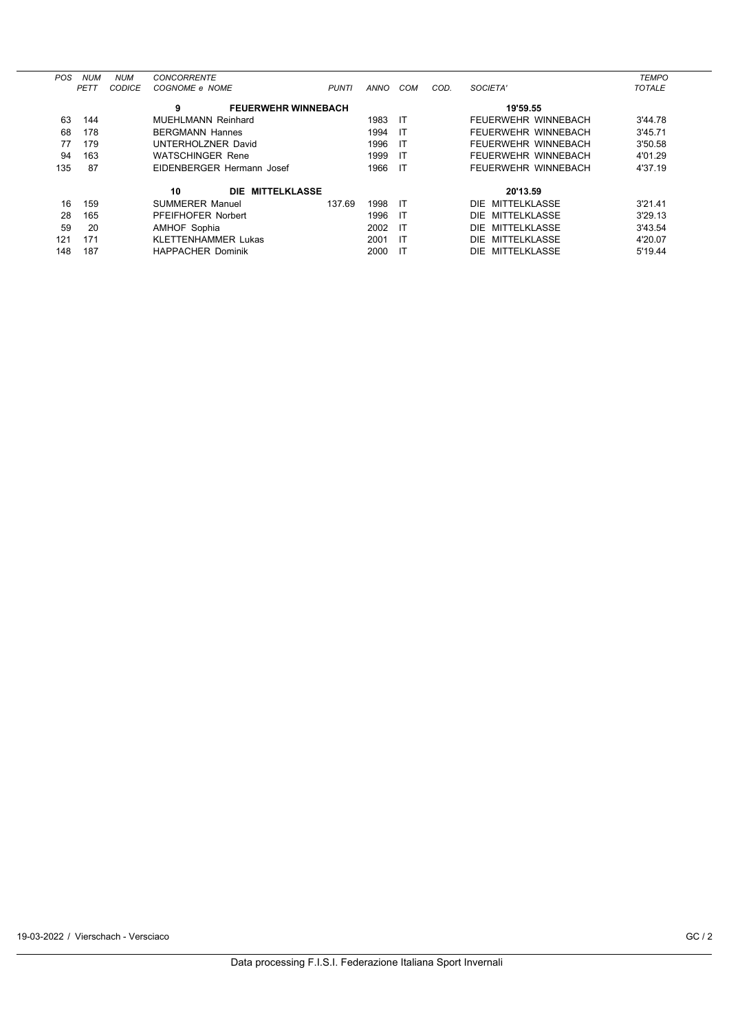| POS | NUM PETT | NUM CODICE | CONCORRENTE COGNOME e NOME | PUNTI | ANNO | COM | COD. | SOCIETA' | TEMPO TOTALE |
|---|---|---|---|---|---|---|---|---|---|
| | | | **9 FEUERWEHR WINNEBACH** | | | | | **19'59.55** | |
| 63 | 144 | | MUEHLMANN Reinhard | | 1983 | IT | | FEUERWEHR WINNEBACH | 3'44.78 |
| 68 | 178 | | BERGMANN Hannes | | 1994 | IT | | FEUERWEHR WINNEBACH | 3'45.71 |
| 77 | 179 | | UNTERHOLZNER David | | 1996 | IT | | FEUERWEHR WINNEBACH | 3'50.58 |
| 94 | 163 | | WATSCHINGER Rene | | 1999 | IT | | FEUERWEHR WINNEBACH | 4'01.29 |
| 135 | 87 | | EIDENBERGER Hermann Josef | | 1966 | IT | | FEUERWEHR WINNEBACH | 4'37.19 |
| | | | **10 DIE MITTELKLASSE** | | | | | **20'13.59** | |
| 16 | 159 | | SUMMERER Manuel | 137.69 | 1998 | IT | | DIE MITTELKLASSE | 3'21.41 |
| 28 | 165 | | PFEIFHOFER Norbert | | 1996 | IT | | DIE MITTELKLASSE | 3'29.13 |
| 59 | 20 | | AMHOF Sophia | | 2002 | IT | | DIE MITTELKLASSE | 3'43.54 |
| 121 | 171 | | KLETTENHAMMER Lukas | | 2001 | IT | | DIE MITTELKLASSE | 4'20.07 |
| 148 | 187 | | HAPPACHER Dominik | | 2000 | IT | | DIE MITTELKLASSE | 5'19.44 |

19-03-2022 / Vierschach - Versciaco

Data processing F.I.S.I. Federazione Italiana Sport Invernali